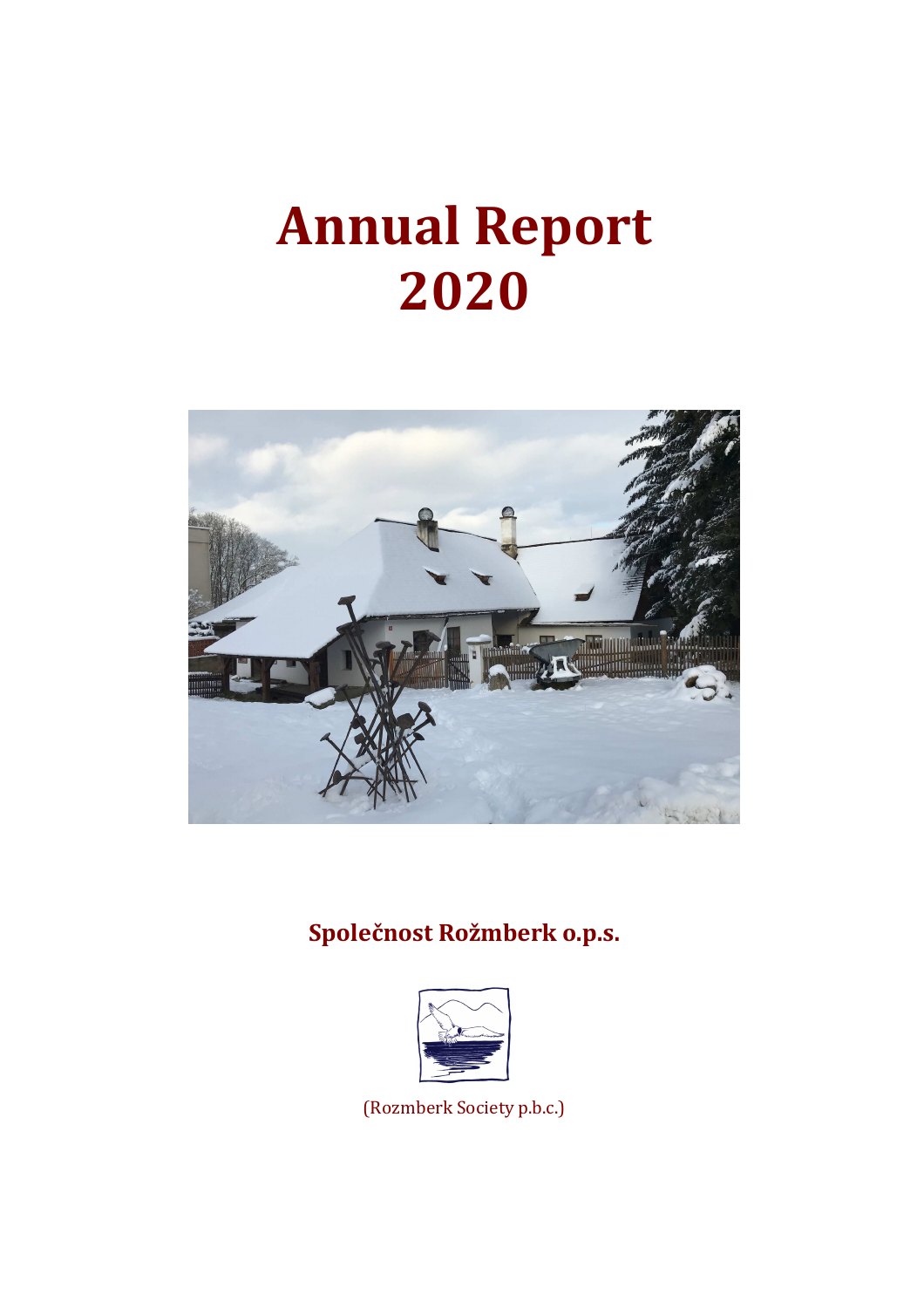# Annual Report 2020

**Společnost Rožmberk o.p.s.**

(Rozmberk Society p.b.c.)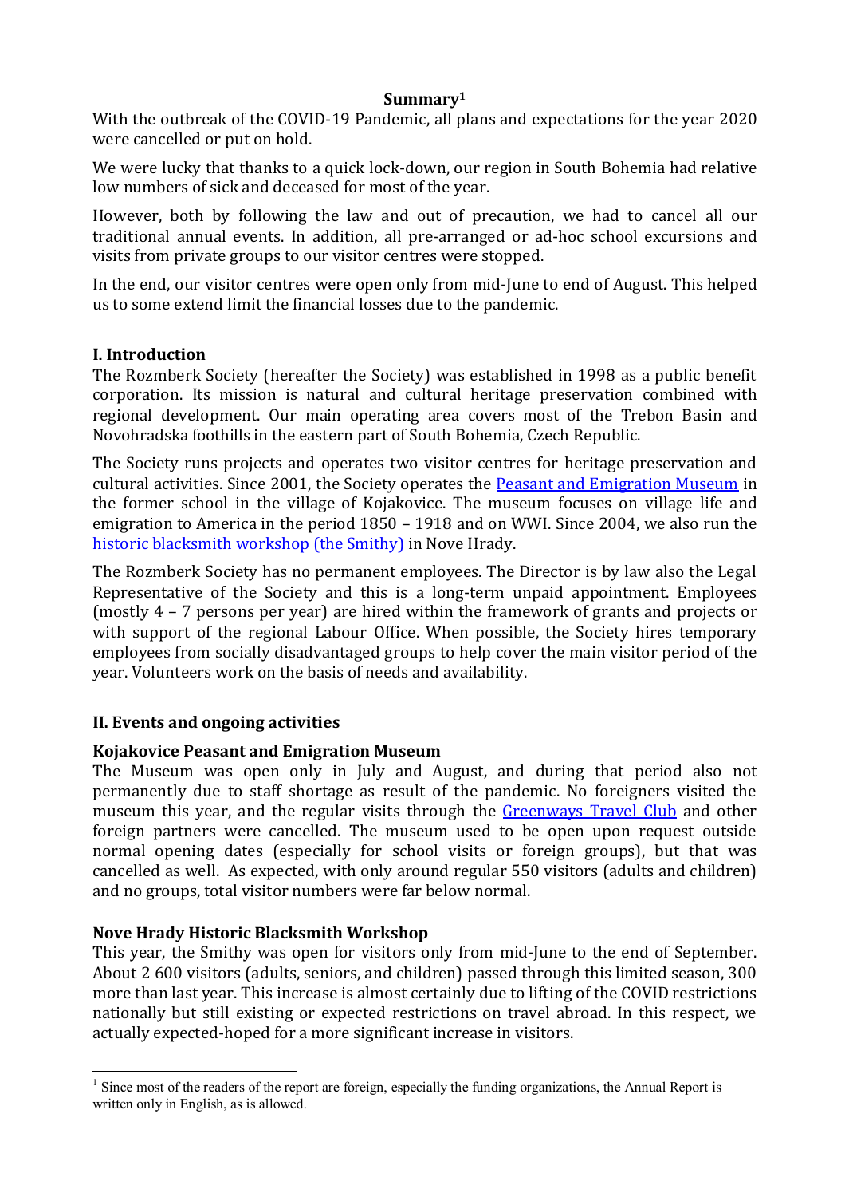**Summary[1]**

With the outbreak of the COVID-19 Pandemic, all plans and expectations for the year 2020 were cancelled or put on hold.

We were lucky that thanks to a quick lock-down, our region in South Bohemia had relative low numbers of sick and deceased for most of the year.

However, both by following the law and out of precaution, we had to cancel all our traditional annual events. In addition, all pre-arranged or ad-hoc school excursions and visits from private groups to our visitor centres were stopped.

In the end, our visitor centres were open only from mid-June to end of August. This helped us to some extend limit the financial losses due to the pandemic.

## I. Introduction

The Rozmberk Society (hereafter the Society) was established in 1998 as a public benefit corporation. Its mission is natural and cultural heritage preservation combined with regional development. Our main operating area covers most of the Trebon Basin and Novohradska foothills in the eastern part of South Bohemia, Czech Republic.

The Society runs projects and operates two visitor centres for heritage preservation and cultural activities. Since 2001, the Society operates the Peasant and Emigration Museum in the former school in the village of Kojakovice. The museum focuses on village life and emigration to America in the period 1850 – 1918 and on WWI. Since 2004, we also run the historic blacksmith workshop (the Smithy) in Nove Hrady.

The Rozmberk Society has no permanent employees. The Director is by law also the Legal Representative of the Society and this is a long-term unpaid appointment. Employees (mostly 4 – 7 persons per year) are hired within the framework of grants and projects or with support of the regional Labour Office. When possible, the Society hires temporary employees from socially disadvantaged groups to help cover the main visitor period of the year. Volunteers work on the basis of needs and availability.

## II. Events and ongoing activities

### Kojakovice Peasant and Emigration Museum

The Museum was open only in July and August, and during that period also not permanently due to staff shortage as result of the pandemic. No foreigners visited the museum this year, and the regular visits through the Greenways Travel Club and other foreign partners were cancelled. The museum used to be open upon request outside normal opening dates (especially for school visits or foreign groups), but that was cancelled as well. As expected, with only around regular 550 visitors (adults and children) and no groups, total visitor numbers were far below normal.

### Nove Hrady Historic Blacksmith Workshop

This year, the Smithy was open for visitors only from mid-June to the end of September. About 2 600 visitors (adults, seniors, and children) passed through this limited season, 300 more than last year. This increase is almost certainly due to lifting of the COVID restrictions nationally but still existing or expected restrictions on travel abroad. In this respect, we actually expected-hoped for a more significant increase in visitors.

---

[1] Since most of the readers of the report are foreign, especially the funding organizations, the Annual Report is written only in English, as is allowed.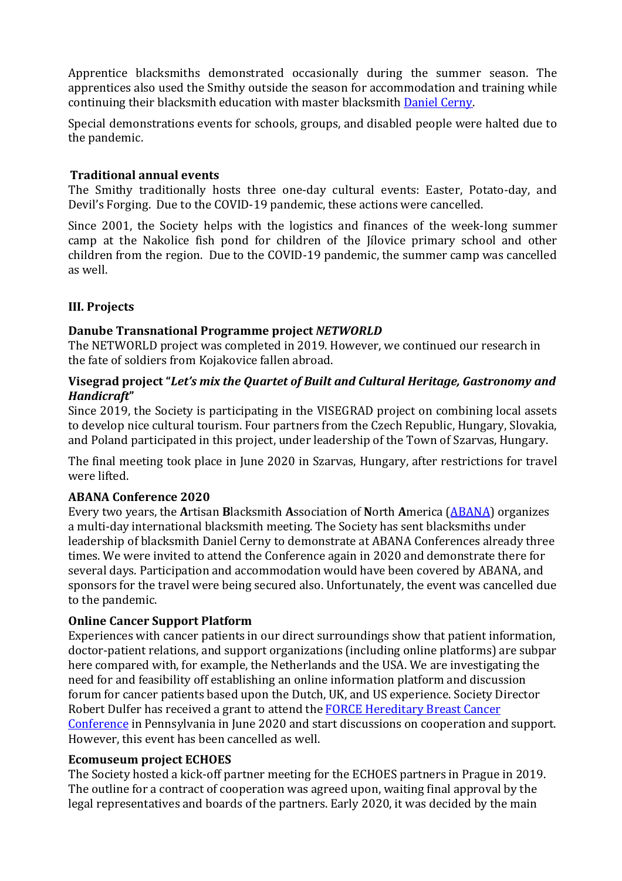Apprentice blacksmiths demonstrated occasionally during the summer season. The apprentices also used the Smithy outside the season for accommodation and training while continuing their blacksmith education with master blacksmith [Daniel Cerny](#).

Special demonstrations events for schools, groups, and disabled people were halted due to the pandemic.

**Traditional annual events**

The Smithy traditionally hosts three one-day cultural events: Easter, Potato-day, and Devil's Forging. Due to the COVID-19 pandemic, these actions were cancelled.

Since 2001, the Society helps with the logistics and finances of the week-long summer camp at the Nakolice fish pond for children of the Jílovice primary school and other children from the region. Due to the COVID-19 pandemic, the summer camp was cancelled as well.

## III. Projects

**Danube Transnational Programme project *NETWORLD***

The NETWORLD project was completed in 2019. However, we continued our research in the fate of soldiers from Kojakovice fallen abroad.

**Visegrad project "*Let's mix the Quartet of Built and Cultural Heritage, Gastronomy and Handicraft*"**

Since 2019, the Society is participating in the VISEGRAD project on combining local assets to develop nice cultural tourism. Four partners from the Czech Republic, Hungary, Slovakia, and Poland participated in this project, under leadership of the Town of Szarvas, Hungary.

The final meeting took place in June 2020 in Szarvas, Hungary, after restrictions for travel were lifted.

**ABANA Conference 2020**

Every two years, the **A**rtisan **B**lacksmith **A**ssociation of **N**orth **A**merica ([ABANA](#)) organizes a multi-day international blacksmith meeting. The Society has sent blacksmiths under leadership of blacksmith Daniel Cerny to demonstrate at ABANA Conferences already three times. We were invited to attend the Conference again in 2020 and demonstrate there for several days. Participation and accommodation would have been covered by ABANA, and sponsors for the travel were being secured also. Unfortunately, the event was cancelled due to the pandemic.

**Online Cancer Support Platform**

Experiences with cancer patients in our direct surroundings show that patient information, doctor-patient relations, and support organizations (including online platforms) are subpar here compared with, for example, the Netherlands and the USA. We are investigating the need for and feasibility off establishing an online information platform and discussion forum for cancer patients based upon the Dutch, UK, and US experience. Society Director Robert Dulfer has received a grant to attend the [FORCE Hereditary Breast Cancer Conference](#) in Pennsylvania in June 2020 and start discussions on cooperation and support. However, this event has been cancelled as well.

**Ecomuseum project ECHOES**

The Society hosted a kick-off partner meeting for the ECHOES partners in Prague in 2019. The outline for a contract of cooperation was agreed upon, waiting final approval by the legal representatives and boards of the partners. Early 2020, it was decided by the main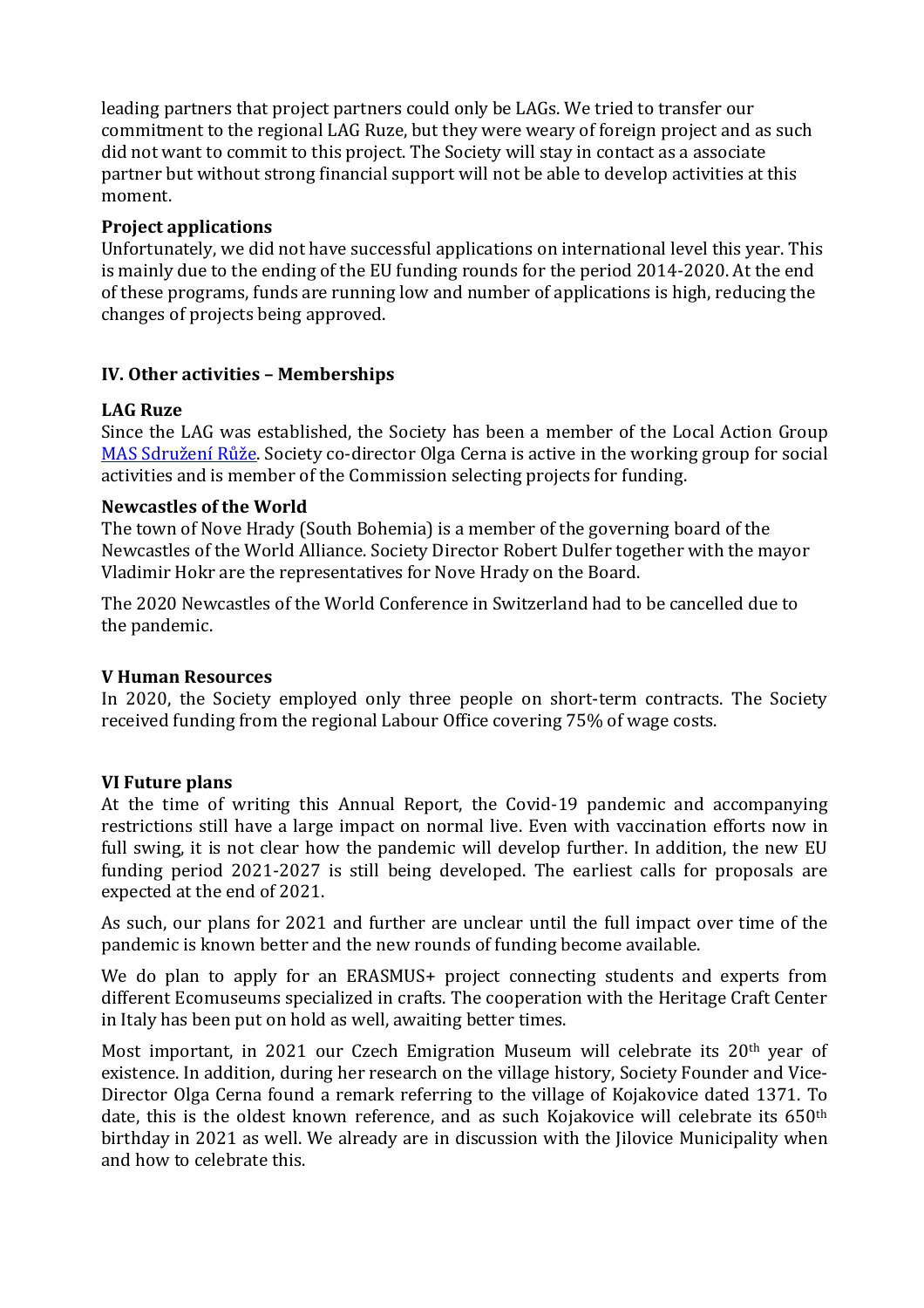leading partners that project partners could only be LAGs. We tried to transfer our commitment to the regional LAG Ruze, but they were weary of foreign project and as such did not want to commit to this project. The Society will stay in contact as a associate partner but without strong financial support will not be able to develop activities at this moment.

**Project applications**

Unfortunately, we did not have successful applications on international level this year. This is mainly due to the ending of the EU funding rounds for the period 2014-2020. At the end of these programs, funds are running low and number of applications is high, reducing the changes of projects being approved.

## IV. Other activities – Memberships

**LAG Ruze**

Since the LAG was established, the Society has been a member of the Local Action Group [MAS Sdružení Růže](). Society co-director Olga Cerna is active in the working group for social activities and is member of the Commission selecting projects for funding.

**Newcastles of the World**

The town of Nove Hrady (South Bohemia) is a member of the governing board of the Newcastles of the World Alliance. Society Director Robert Dulfer together with the mayor Vladimir Hokr are the representatives for Nove Hrady on the Board.

The 2020 Newcastles of the World Conference in Switzerland had to be cancelled due to the pandemic.

## V Human Resources

In 2020, the Society employed only three people on short-term contracts. The Society received funding from the regional Labour Office covering 75% of wage costs.

## VI Future plans

At the time of writing this Annual Report, the Covid-19 pandemic and accompanying restrictions still have a large impact on normal live. Even with vaccination efforts now in full swing, it is not clear how the pandemic will develop further. In addition, the new EU funding period 2021-2027 is still being developed. The earliest calls for proposals are expected at the end of 2021.

As such, our plans for 2021 and further are unclear until the full impact over time of the pandemic is known better and the new rounds of funding become available.

We do plan to apply for an ERASMUS+ project connecting students and experts from different Ecomuseums specialized in crafts. The cooperation with the Heritage Craft Center in Italy has been put on hold as well, awaiting better times.

Most important, in 2021 our Czech Emigration Museum will celebrate its 20th year of existence. In addition, during her research on the village history, Society Founder and Vice-Director Olga Cerna found a remark referring to the village of Kojakovice dated 1371. To date, this is the oldest known reference, and as such Kojakovice will celebrate its 650th birthday in 2021 as well. We already are in discussion with the Jilovice Municipality when and how to celebrate this.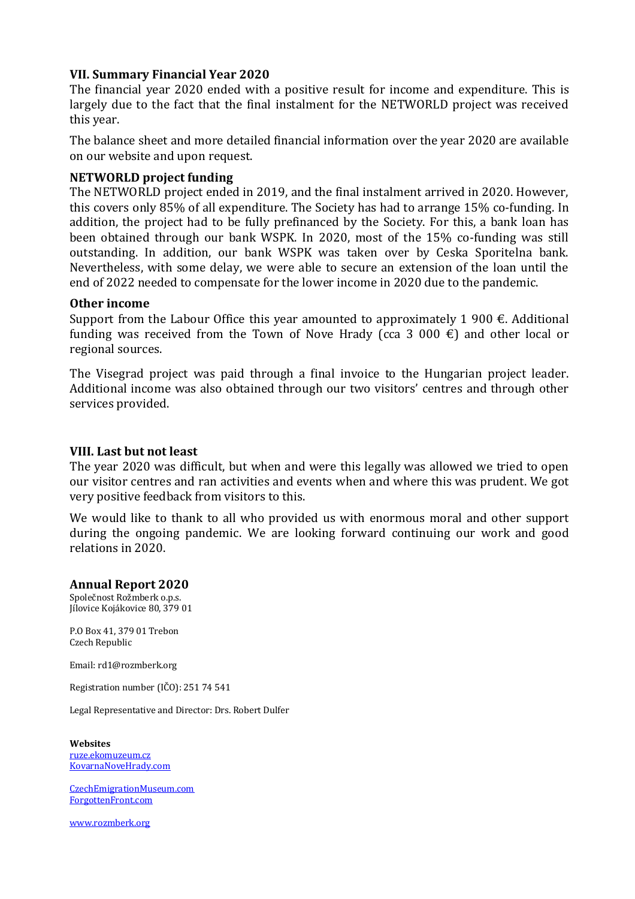## VII. Summary Financial Year 2020

The financial year 2020 ended with a positive result for income and expenditure. This is largely due to the fact that the final instalment for the NETWORLD project was received this year.

The balance sheet and more detailed financial information over the year 2020 are available on our website and upon request.

### NETWORLD project funding

The NETWORLD project ended in 2019, and the final instalment arrived in 2020. However, this covers only 85% of all expenditure. The Society has had to arrange 15% co-funding. In addition, the project had to be fully prefinanced by the Society. For this, a bank loan has been obtained through our bank WSPK. In 2020, most of the 15% co-funding was still outstanding. In addition, our bank WSPK was taken over by Ceska Sporitelna bank. Nevertheless, with some delay, we were able to secure an extension of the loan until the end of 2022 needed to compensate for the lower income in 2020 due to the pandemic.

### Other income

Support from the Labour Office this year amounted to approximately 1 900 €. Additional funding was received from the Town of Nove Hrady (cca 3 000 €) and other local or regional sources.

The Visegrad project was paid through a final invoice to the Hungarian project leader. Additional income was also obtained through our two visitors' centres and through other services provided.

## VIII. Last but not least

The year 2020 was difficult, but when and were this legally was allowed we tried to open our visitor centres and ran activities and events when and where this was prudent. We got very positive feedback from visitors to this.

We would like to thank to all who provided us with enormous moral and other support during the ongoing pandemic. We are looking forward continuing our work and good relations in 2020.

### Annual Report 2020

Společnost Rožmberk o.p.s.
Jílovice Kojákovice 80, 379 01

P.O Box 41, 379 01 Trebon
Czech Republic

Email: rd1@rozmberk.org

Registration number (IČO): 251 74 541

Legal Representative and Director: Drs. Robert Dulfer

**Websites**
ruze.ekomuzeum.cz
KovarnaNoveHrady.com

CzechEmigrationMuseum.com
ForgottenFront.com

www.rozmberk.org